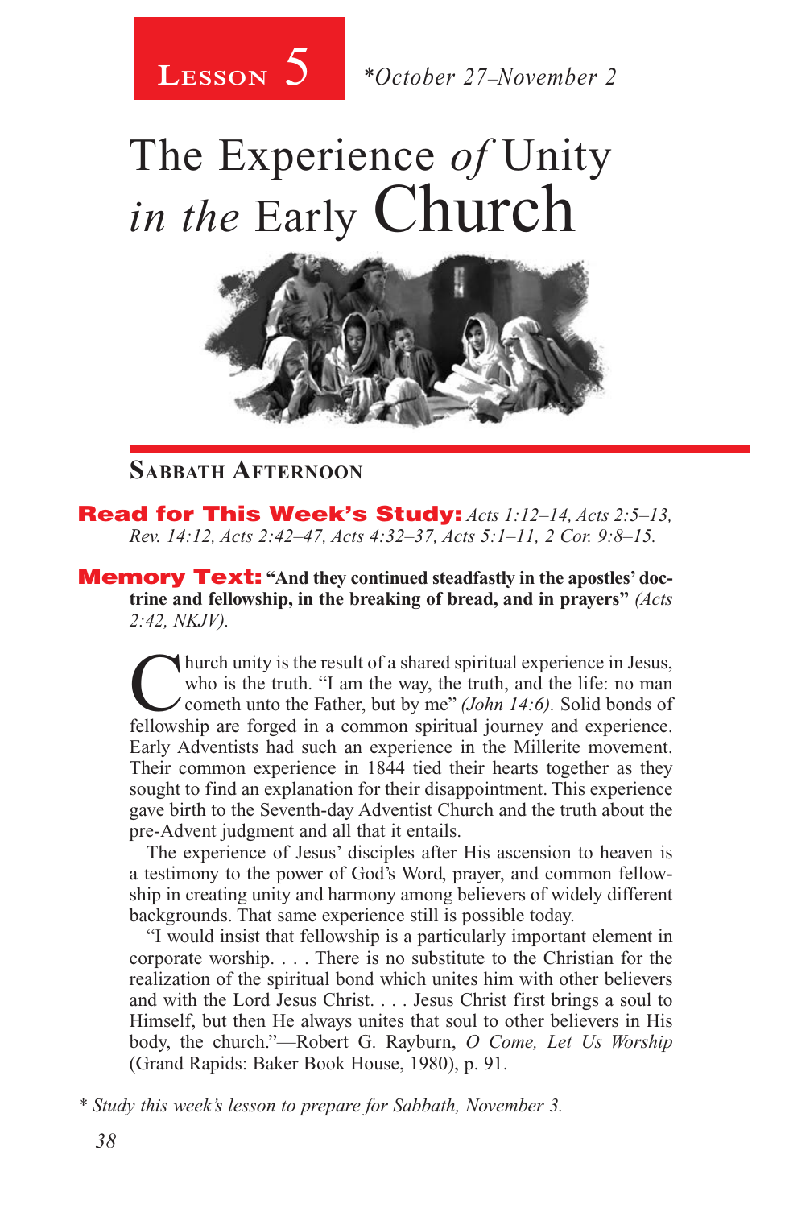**Lesson 5** *October 27–November 2

# The Experience *of* Unity *in the* Early Church

## Sabbath Afternoon

**Read for This Week's Study:** *Acts 1:12–14, Acts 2:5–13, Rev. 14:12, Acts 2:42–47, Acts 4:32–37, Acts 5:1–11, 2 Cor. 9:8–15.*

**Memory Text:** **"And they continued steadfastly in the apostles' doctrine and fellowship, in the breaking of bread, and in prayers"** *(Acts 2:42, NKJV).*

Church unity is the result of a shared spiritual experience in Jesus, who is the truth. "I am the way, the truth, and the life: no man cometh unto the Father, but by me" *(John 14:6).* Solid bonds of fellowship are forged in a common spiritual journey and experience. Early Adventists had such an experience in the Millerite movement. Their common experience in 1844 tied their hearts together as they sought to find an explanation for their disappointment. This experience gave birth to the Seventh-day Adventist Church and the truth about the pre-Advent judgment and all that it entails.

The experience of Jesus' disciples after His ascension to heaven is a testimony to the power of God's Word, prayer, and common fellowship in creating unity and harmony among believers of widely different backgrounds. That same experience still is possible today.

"I would insist that fellowship is a particularly important element in corporate worship. . . . There is no substitute to the Christian for the realization of the spiritual bond which unites him with other believers and with the Lord Jesus Christ. . . . Jesus Christ first brings a soul to Himself, but then He always unites that soul to other believers in His body, the church."—Robert G. Rayburn, *O Come, Let Us Worship* (Grand Rapids: Baker Book House, 1980), p. 91.

*\* Study this week's lesson to prepare for Sabbath, November 3.*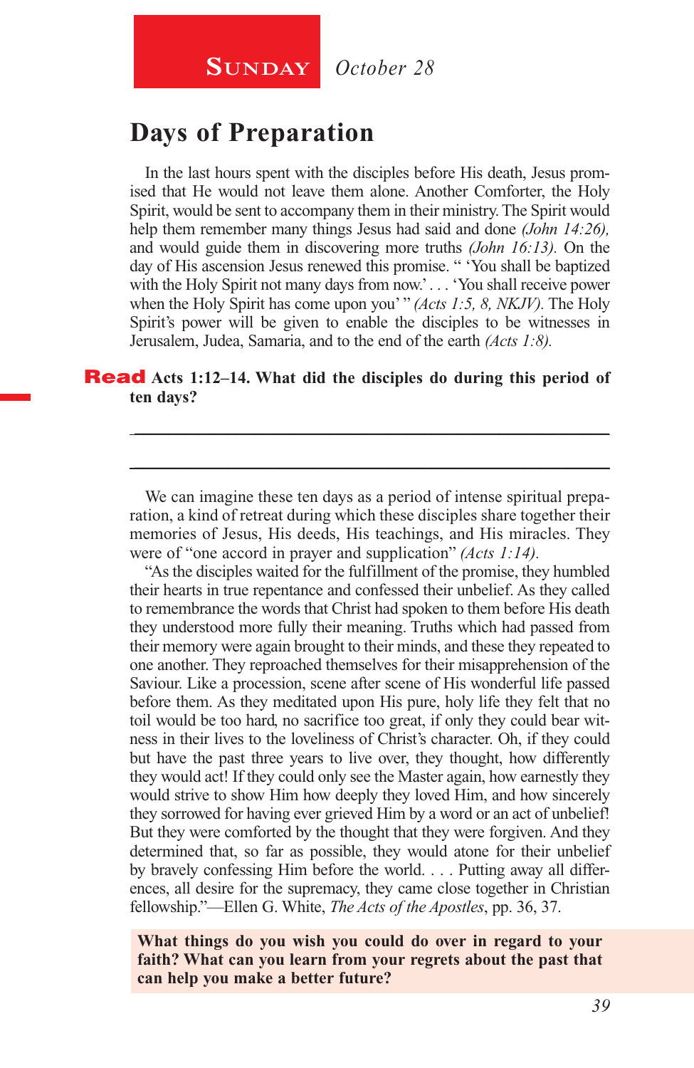**Sunday** *October 28*

# Days of Preparation

In the last hours spent with the disciples before His death, Jesus promised that He would not leave them alone. Another Comforter, the Holy Spirit, would be sent to accompany them in their ministry. The Spirit would help them remember many things Jesus had said and done *(John 14:26),* and would guide them in discovering more truths *(John 16:13).* On the day of His ascension Jesus renewed this promise. " 'You shall be baptized with the Holy Spirit not many days from now.' . . . 'You shall receive power when the Holy Spirit has come upon you' " *(Acts 1:5, 8, NKJV).* The Holy Spirit's power will be given to enable the disciples to be witnesses in Jerusalem, Judea, Samaria, and to the end of the earth *(Acts 1:8).*

**Read Acts 1:12–14. What did the disciples do during this period of ten days?**

_______________________________________________________________

_______________________________________________________________

We can imagine these ten days as a period of intense spiritual preparation, a kind of retreat during which these disciples share together their memories of Jesus, His deeds, His teachings, and His miracles. They were of "one accord in prayer and supplication" *(Acts 1:14).*

"As the disciples waited for the fulfillment of the promise, they humbled their hearts in true repentance and confessed their unbelief. As they called to remembrance the words that Christ had spoken to them before His death they understood more fully their meaning. Truths which had passed from their memory were again brought to their minds, and these they repeated to one another. They reproached themselves for their misapprehension of the Saviour. Like a procession, scene after scene of His wonderful life passed before them. As they meditated upon His pure, holy life they felt that no toil would be too hard, no sacrifice too great, if only they could bear witness in their lives to the loveliness of Christ's character. Oh, if they could but have the past three years to live over, they thought, how differently they would act! If they could only see the Master again, how earnestly they would strive to show Him how deeply they loved Him, and how sincerely they sorrowed for having ever grieved Him by a word or an act of unbelief! But they were comforted by the thought that they were forgiven. And they determined that, so far as possible, they would atone for their unbelief by bravely confessing Him before the world. . . . Putting away all differences, all desire for the supremacy, they came close together in Christian fellowship."—Ellen G. White, *The Acts of the Apostles*, pp. 36, 37.

**What things do you wish you could do over in regard to your faith? What can you learn from your regrets about the past that can help you make a better future?**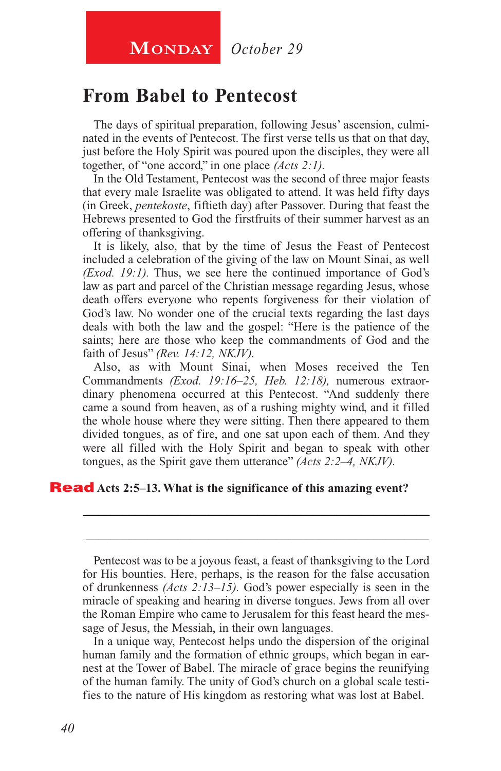**Monday** *October 29*

## From Babel to Pentecost

The days of spiritual preparation, following Jesus' ascension, culminated in the events of Pentecost. The first verse tells us that on that day, just before the Holy Spirit was poured upon the disciples, they were all together, of "one accord," in one place *(Acts 2:1).*

In the Old Testament, Pentecost was the second of three major feasts that every male Israelite was obligated to attend. It was held fifty days (in Greek, *pentekoste*, fiftieth day) after Passover. During that feast the Hebrews presented to God the firstfruits of their summer harvest as an offering of thanksgiving.

It is likely, also, that by the time of Jesus the Feast of Pentecost included a celebration of the giving of the law on Mount Sinai, as well *(Exod. 19:1).* Thus, we see here the continued importance of God's law as part and parcel of the Christian message regarding Jesus, whose death offers everyone who repents forgiveness for their violation of God's law. No wonder one of the crucial texts regarding the last days deals with both the law and the gospel: "Here is the patience of the saints; here are those who keep the commandments of God and the faith of Jesus" *(Rev. 14:12, NKJV).*

Also, as with Mount Sinai, when Moses received the Ten Commandments *(Exod. 19:16–25, Heb. 12:18),* numerous extraordinary phenomena occurred at this Pentecost. "And suddenly there came a sound from heaven, as of a rushing mighty wind, and it filled the whole house where they were sitting. Then there appeared to them divided tongues, as of fire, and one sat upon each of them. And they were all filled with the Holy Spirit and began to speak with other tongues, as the Spirit gave them utterance" *(Acts 2:2–4, NKJV).*

**Read Acts 2:5–13. What is the significance of this amazing event?**

_______________________________________________________________

_______________________________________________________________

Pentecost was to be a joyous feast, a feast of thanksgiving to the Lord for His bounties. Here, perhaps, is the reason for the false accusation of drunkenness *(Acts 2:13–15).* God's power especially is seen in the miracle of speaking and hearing in diverse tongues. Jews from all over the Roman Empire who came to Jerusalem for this feast heard the message of Jesus, the Messiah, in their own languages.

In a unique way, Pentecost helps undo the dispersion of the original human family and the formation of ethnic groups, which began in earnest at the Tower of Babel. The miracle of grace begins the reunifying of the human family. The unity of God's church on a global scale testifies to the nature of His kingdom as restoring what was lost at Babel.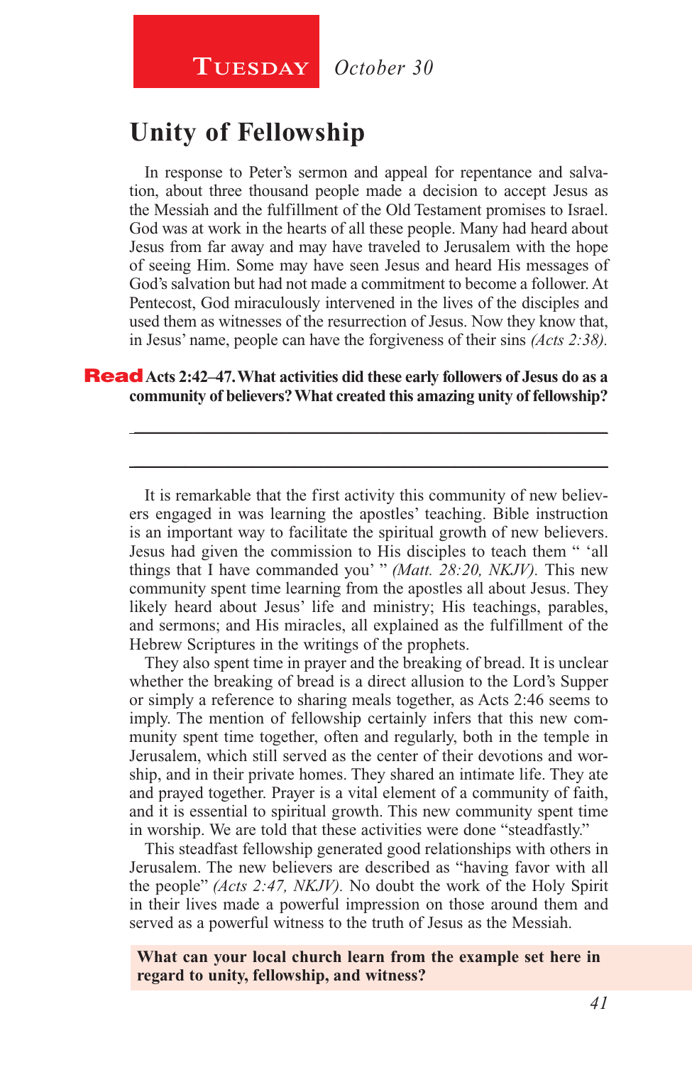**Tuesday** *October 30*

# Unity of Fellowship

In response to Peter's sermon and appeal for repentance and salvation, about three thousand people made a decision to accept Jesus as the Messiah and the fulfillment of the Old Testament promises to Israel. God was at work in the hearts of all these people. Many had heard about Jesus from far away and may have traveled to Jerusalem with the hope of seeing Him. Some may have seen Jesus and heard His messages of God's salvation but had not made a commitment to become a follower. At Pentecost, God miraculously intervened in the lives of the disciples and used them as witnesses of the resurrection of Jesus. Now they know that, in Jesus' name, people can have the forgiveness of their sins *(Acts 2:38).*

**Read Acts 2:42–47. What activities did these early followers of Jesus do as a community of believers? What created this amazing unity of fellowship?**

\_\_\_\_\_\_\_\_\_\_\_\_\_\_\_\_\_\_\_\_\_\_\_\_\_\_\_\_\_\_\_\_\_\_\_\_\_\_\_\_\_\_\_\_\_\_\_\_\_\_\_\_\_\_\_\_\_\_\_\_\_\_\_\_

\_\_\_\_\_\_\_\_\_\_\_\_\_\_\_\_\_\_\_\_\_\_\_\_\_\_\_\_\_\_\_\_\_\_\_\_\_\_\_\_\_\_\_\_\_\_\_\_\_\_\_\_\_\_\_\_\_\_\_\_\_\_\_\_

It is remarkable that the first activity this community of new believers engaged in was learning the apostles' teaching. Bible instruction is an important way to facilitate the spiritual growth of new believers. Jesus had given the commission to His disciples to teach them " 'all things that I have commanded you' " *(Matt. 28:20, NKJV).* This new community spent time learning from the apostles all about Jesus. They likely heard about Jesus' life and ministry; His teachings, parables, and sermons; and His miracles, all explained as the fulfillment of the Hebrew Scriptures in the writings of the prophets.

They also spent time in prayer and the breaking of bread. It is unclear whether the breaking of bread is a direct allusion to the Lord's Supper or simply a reference to sharing meals together, as Acts 2:46 seems to imply. The mention of fellowship certainly infers that this new community spent time together, often and regularly, both in the temple in Jerusalem, which still served as the center of their devotions and worship, and in their private homes. They shared an intimate life. They ate and prayed together. Prayer is a vital element of a community of faith, and it is essential to spiritual growth. This new community spent time in worship. We are told that these activities were done "steadfastly."

This steadfast fellowship generated good relationships with others in Jerusalem. The new believers are described as "having favor with all the people" *(Acts 2:47, NKJV).* No doubt the work of the Holy Spirit in their lives made a powerful impression on those around them and served as a powerful witness to the truth of Jesus as the Messiah.

**What can your local church learn from the example set here in regard to unity, fellowship, and witness?**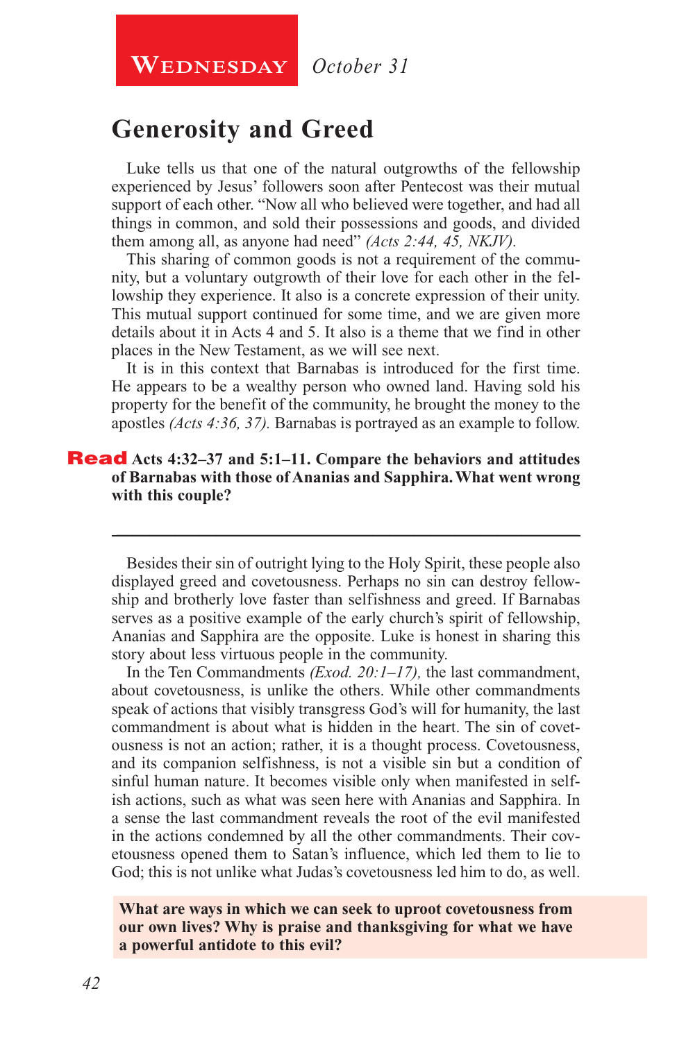**Wednesday** *October 31*

## Generosity and Greed

Luke tells us that one of the natural outgrowths of the fellowship experienced by Jesus' followers soon after Pentecost was their mutual support of each other. "Now all who believed were together, and had all things in common, and sold their possessions and goods, and divided them among all, as anyone had need" *(Acts 2:44, 45, NKJV).*

This sharing of common goods is not a requirement of the community, but a voluntary outgrowth of their love for each other in the fellowship they experience. It also is a concrete expression of their unity. This mutual support continued for some time, and we are given more details about it in Acts 4 and 5. It also is a theme that we find in other places in the New Testament, as we will see next.

It is in this context that Barnabas is introduced for the first time. He appears to be a wealthy person who owned land. Having sold his property for the benefit of the community, he brought the money to the apostles *(Acts 4:36, 37).* Barnabas is portrayed as an example to follow.

**Read Acts 4:32–37 and 5:1–11. Compare the behaviors and attitudes of Barnabas with those of Ananias and Sapphira. What went wrong with this couple?**

---

Besides their sin of outright lying to the Holy Spirit, these people also displayed greed and covetousness. Perhaps no sin can destroy fellowship and brotherly love faster than selfishness and greed. If Barnabas serves as a positive example of the early church's spirit of fellowship, Ananias and Sapphira are the opposite. Luke is honest in sharing this story about less virtuous people in the community.

In the Ten Commandments *(Exod. 20:1–17),* the last commandment, about covetousness, is unlike the others. While other commandments speak of actions that visibly transgress God's will for humanity, the last commandment is about what is hidden in the heart. The sin of covetousness is not an action; rather, it is a thought process. Covetousness, and its companion selfishness, is not a visible sin but a condition of sinful human nature. It becomes visible only when manifested in selfish actions, such as what was seen here with Ananias and Sapphira. In a sense the last commandment reveals the root of the evil manifested in the actions condemned by all the other commandments. Their covetousness opened them to Satan's influence, which led them to lie to God; this is not unlike what Judas's covetousness led him to do, as well.

**What are ways in which we can seek to uproot covetousness from our own lives? Why is praise and thanksgiving for what we have a powerful antidote to this evil?**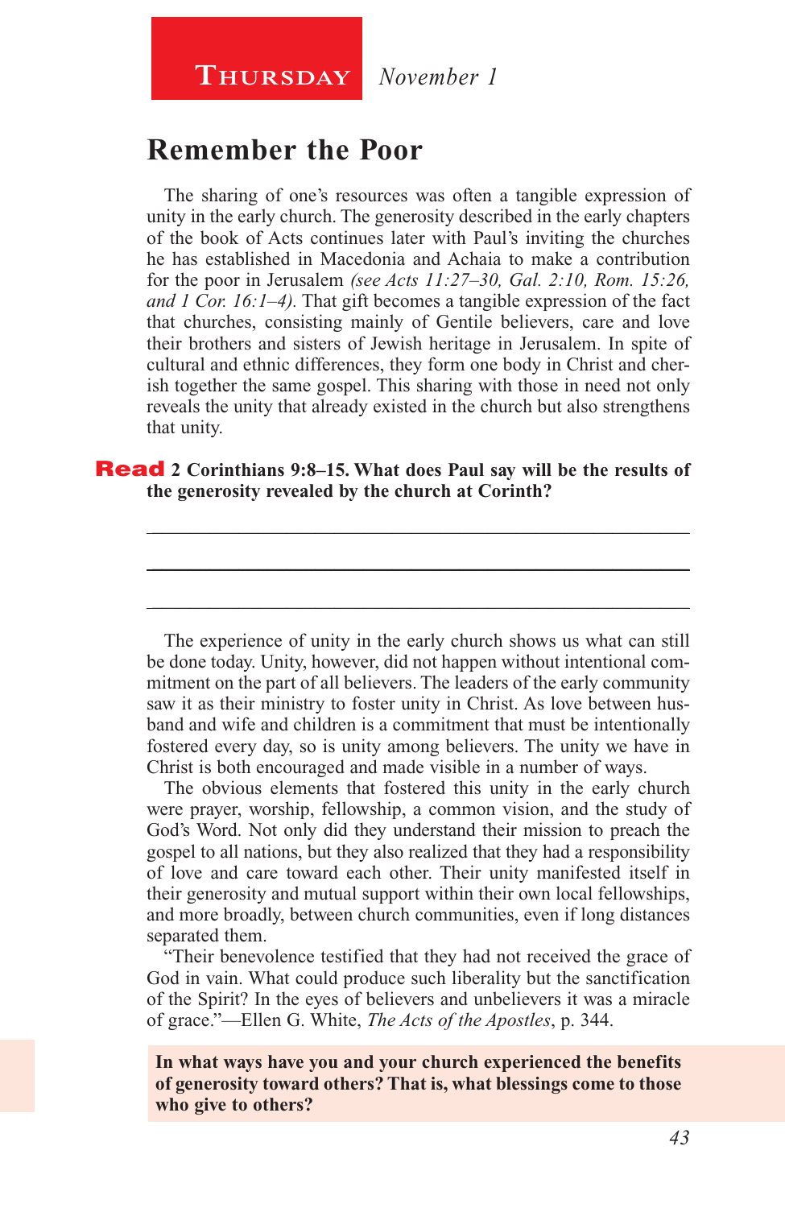**Thursday** *November 1*

# Remember the Poor

The sharing of one's resources was often a tangible expression of unity in the early church. The generosity described in the early chapters of the book of Acts continues later with Paul's inviting the churches he has established in Macedonia and Achaia to make a contribution for the poor in Jerusalem *(see Acts 11:27–30, Gal. 2:10, Rom. 15:26, and 1 Cor. 16:1–4).* That gift becomes a tangible expression of the fact that churches, consisting mainly of Gentile believers, care and love their brothers and sisters of Jewish heritage in Jerusalem. In spite of cultural and ethnic differences, they form one body in Christ and cherish together the same gospel. This sharing with those in need not only reveals the unity that already existed in the church but also strengthens that unity.

**Read 2 Corinthians 9:8–15. What does Paul say will be the results of the generosity revealed by the church at Corinth?**

______________________________________________________________

______________________________________________________________

______________________________________________________________

The experience of unity in the early church shows us what can still be done today. Unity, however, did not happen without intentional commitment on the part of all believers. The leaders of the early community saw it as their ministry to foster unity in Christ. As love between husband and wife and children is a commitment that must be intentionally fostered every day, so is unity among believers. The unity we have in Christ is both encouraged and made visible in a number of ways.

The obvious elements that fostered this unity in the early church were prayer, worship, fellowship, a common vision, and the study of God's Word. Not only did they understand their mission to preach the gospel to all nations, but they also realized that they had a responsibility of love and care toward each other. Their unity manifested itself in their generosity and mutual support within their own local fellowships, and more broadly, between church communities, even if long distances separated them.

"Their benevolence testified that they had not received the grace of God in vain. What could produce such liberality but the sanctification of the Spirit? In the eyes of believers and unbelievers it was a miracle of grace."—Ellen G. White, *The Acts of the Apostles*, p. 344.

**In what ways have you and your church experienced the benefits of generosity toward others? That is, what blessings come to those who give to others?**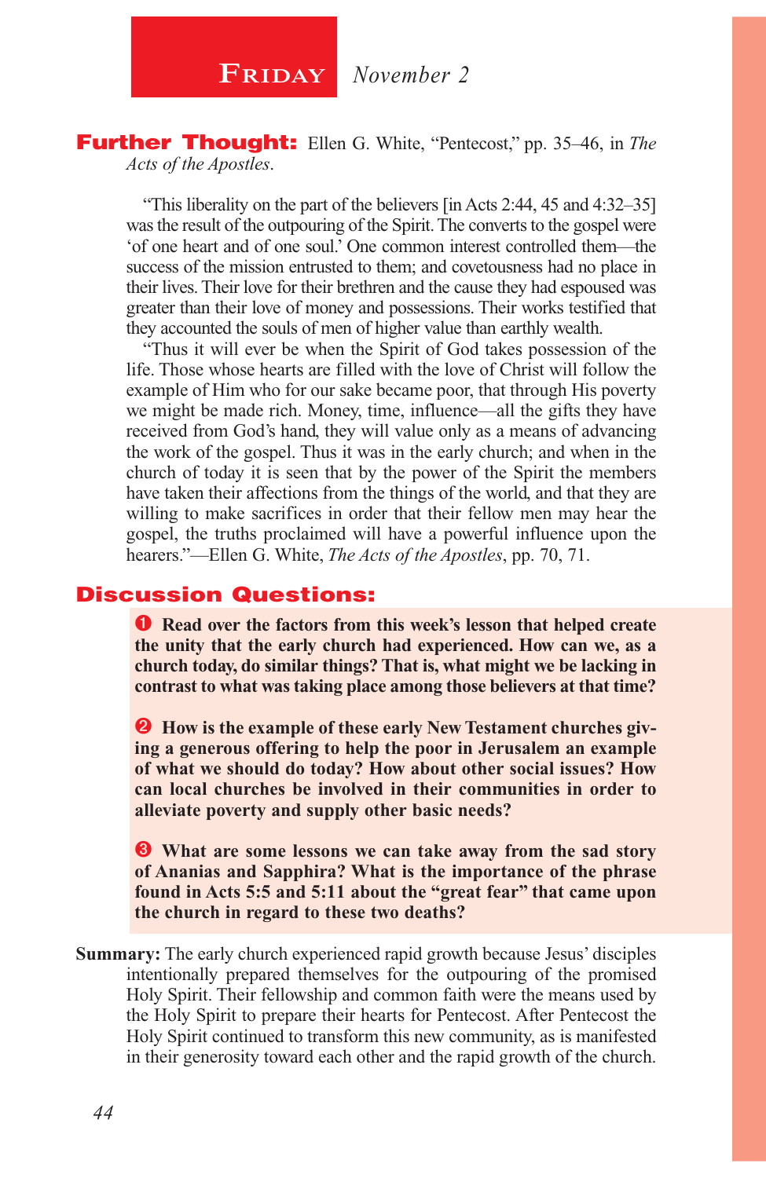# Friday *November 2*

**Further Thought:** Ellen G. White, "Pentecost," pp. 35–46, in *The Acts of the Apostles*.

"This liberality on the part of the believers [in Acts 2:44, 45 and 4:32–35] was the result of the outpouring of the Spirit. The converts to the gospel were 'of one heart and of one soul.' One common interest controlled them—the success of the mission entrusted to them; and covetousness had no place in their lives. Their love for their brethren and the cause they had espoused was greater than their love of money and possessions. Their works testified that they accounted the souls of men of higher value than earthly wealth.

"Thus it will ever be when the Spirit of God takes possession of the life. Those whose hearts are filled with the love of Christ will follow the example of Him who for our sake became poor, that through His poverty we might be made rich. Money, time, influence—all the gifts they have received from God's hand, they will value only as a means of advancing the work of the gospel. Thus it was in the early church; and when in the church of today it is seen that by the power of the Spirit the members have taken their affections from the things of the world, and that they are willing to make sacrifices in order that their fellow men may hear the gospel, the truths proclaimed will have a powerful influence upon the hearers."—Ellen G. White, *The Acts of the Apostles*, pp. 70, 71.

## Discussion Questions:

1. **Read over the factors from this week's lesson that helped create the unity that the early church had experienced. How can we, as a church today, do similar things? That is, what might we be lacking in contrast to what was taking place among those believers at that time?**

2. **How is the example of these early New Testament churches giving a generous offering to help the poor in Jerusalem an example of what we should do today? How about other social issues? How can local churches be involved in their communities in order to alleviate poverty and supply other basic needs?**

3. **What are some lessons we can take away from the sad story of Ananias and Sapphira? What is the importance of the phrase found in Acts 5:5 and 5:11 about the "great fear" that came upon the church in regard to these two deaths?**

**Summary:** The early church experienced rapid growth because Jesus' disciples intentionally prepared themselves for the outpouring of the promised Holy Spirit. Their fellowship and common faith were the means used by the Holy Spirit to prepare their hearts for Pentecost. After Pentecost the Holy Spirit continued to transform this new community, as is manifested in their generosity toward each other and the rapid growth of the church.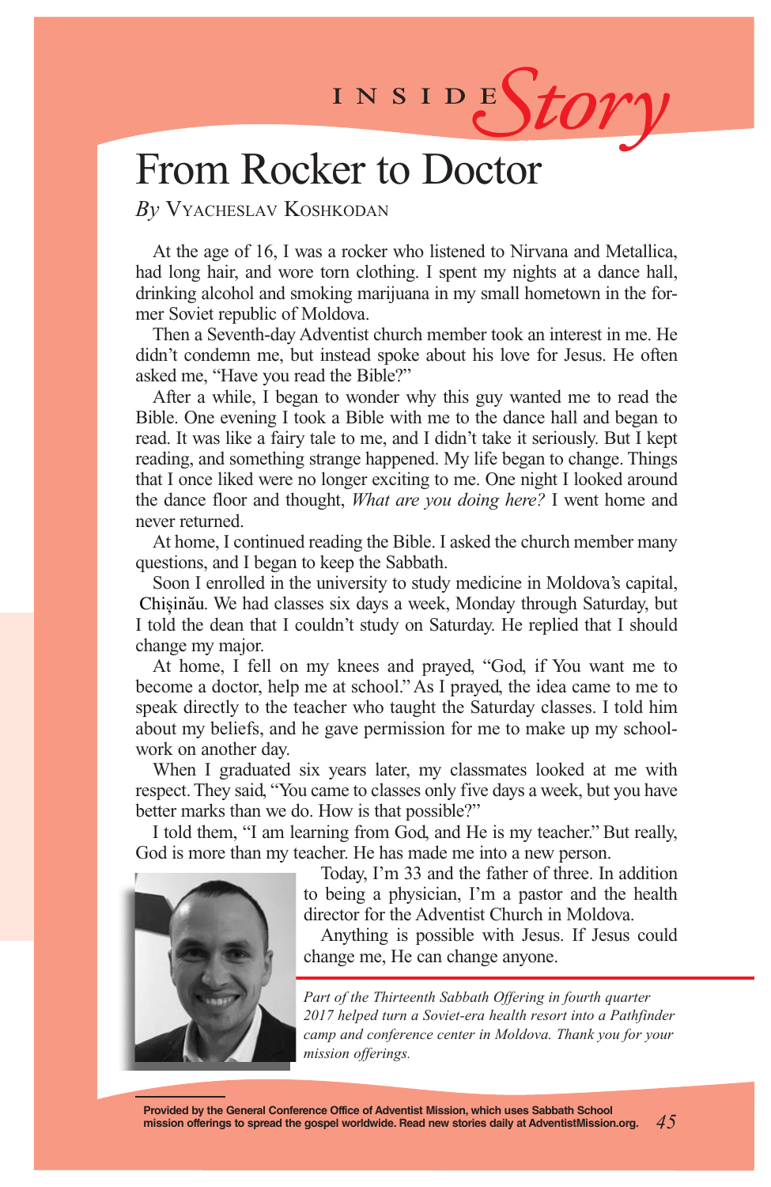INSIDE *Story*

# From Rocker to Doctor

*By* Vyacheslav Koshkodan

At the age of 16, I was a rocker who listened to Nirvana and Metallica, had long hair, and wore torn clothing. I spent my nights at a dance hall, drinking alcohol and smoking marijuana in my small hometown in the former Soviet republic of Moldova.

Then a Seventh-day Adventist church member took an interest in me. He didn't condemn me, but instead spoke about his love for Jesus. He often asked me, "Have you read the Bible?"

After a while, I began to wonder why this guy wanted me to read the Bible. One evening I took a Bible with me to the dance hall and began to read. It was like a fairy tale to me, and I didn't take it seriously. But I kept reading, and something strange happened. My life began to change. Things that I once liked were no longer exciting to me. One night I looked around the dance floor and thought, *What are you doing here?* I went home and never returned.

At home, I continued reading the Bible. I asked the church member many questions, and I began to keep the Sabbath.

Soon I enrolled in the university to study medicine in Moldova's capital, Chișinău. We had classes six days a week, Monday through Saturday, but I told the dean that I couldn't study on Saturday. He replied that I should change my major.

At home, I fell on my knees and prayed, "God, if You want me to become a doctor, help me at school." As I prayed, the idea came to me to speak directly to the teacher who taught the Saturday classes. I told him about my beliefs, and he gave permission for me to make up my schoolwork on another day.

When I graduated six years later, my classmates looked at me with respect. They said, "You came to classes only five days a week, but you have better marks than we do. How is that possible?"

I told them, "I am learning from God, and He is my teacher." But really, God is more than my teacher. He has made me into a new person.

Today, I'm 33 and the father of three. In addition to being a physician, I'm a pastor and the health director for the Adventist Church in Moldova.

Anything is possible with Jesus. If Jesus could change me, He can change anyone.

*Part of the Thirteenth Sabbath Offering in fourth quarter 2017 helped turn a Soviet-era health resort into a Pathfinder camp and conference center in Moldova. Thank you for your mission offerings.*

**Provided by the General Conference Office of Adventist Mission, which uses Sabbath School mission offerings to spread the gospel worldwide. Read new stories daily at AdventistMission.org.**